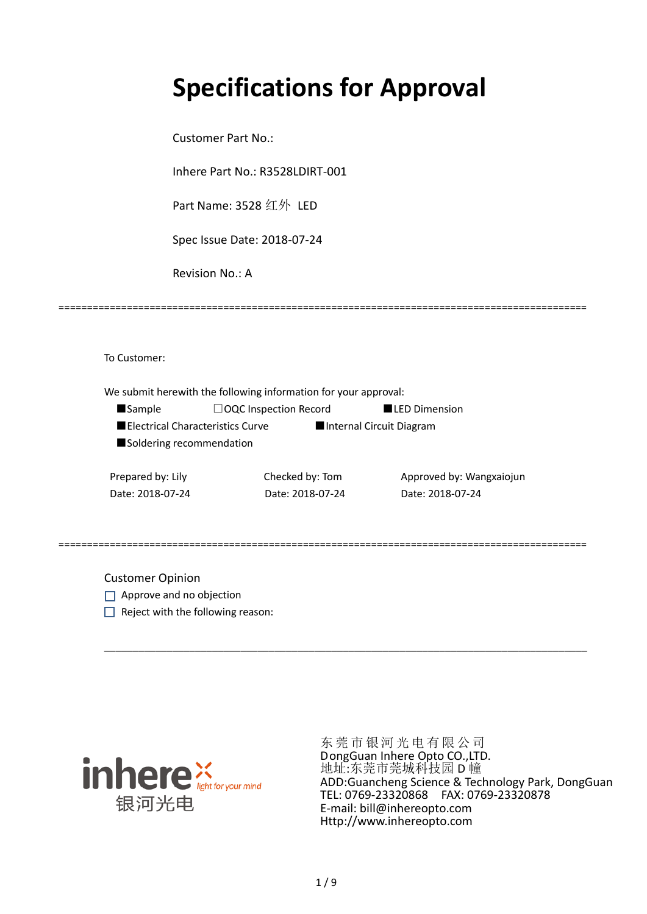# Specifications for Approval

Customer Part No.:

Inhere Part No.: R3528LDIRT-001

Part Name: 3528 红外 LED

Spec Issue Date: 2018-07-24

Revision No.: A

==========================================================================================

To Customer:

We submit herewith the following information for your approval:

■Sample ☐OQC Inspection Record ■LED Dimension

■Electrical Characteristics Curve ■Internal Circuit Diagram

■Soldering recommendation

| | | |
|---|---|---|
| Prepared by: Lily | Checked by: Tom | Approved by: Wangxaiojun |
| Date: 2018-07-24 | Date: 2018-07-24 | Date: 2018-07-24 |

==========================================================================================

Customer Opinion

☐ Approve and no objection

☐ Reject with the following reason:

___________________________________________________________________________________

inhere light for your mind 银河光电

东莞市银河光电有限公司
DongGuan Inhere Opto CO.,LTD.
地址:东莞市莞城科技园 D 幢
ADD:Guancheng Science & Technology Park, DongGuan
TEL: 0769-23320868 FAX: 0769-23320878
E-mail: bill@inhereopto.com
Http://www.inhereopto.com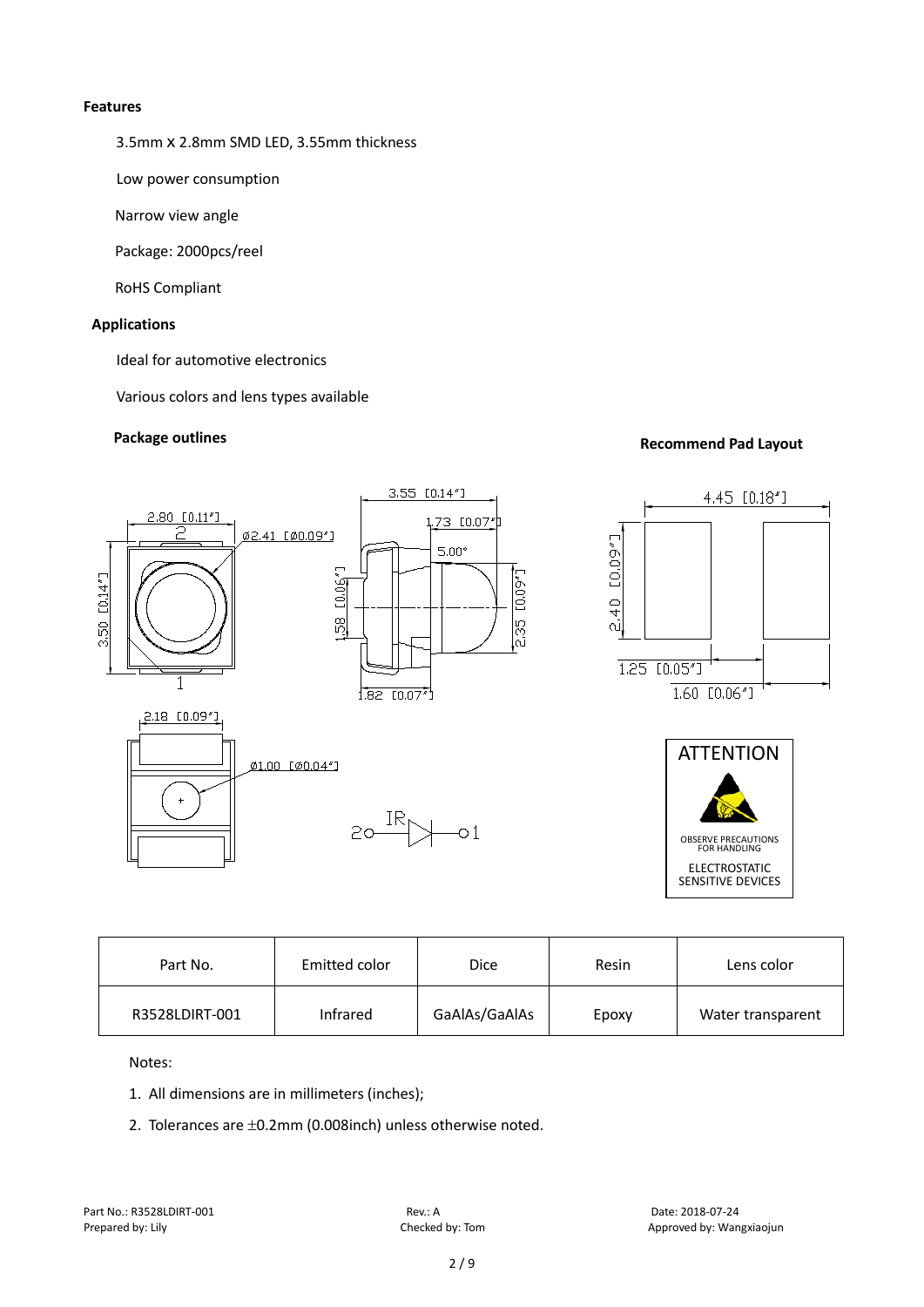**Features**

3.5mm X 2.8mm SMD LED, 3.55mm thickness

Low power consumption

Narrow view angle

Package: 2000pcs/reel

RoHS Compliant

**Applications**

Ideal for automotive electronics

Various colors and lens types available

**Package outlines**

2.80 [0.11"]
2
Ø2.41 [Ø0.09"]
3.50 [0.14"]
1
3.55 [0.14"]
1.73 [0.07"]
5.00°
1.58 [0.06"]
2.35 [0.09"]
1.82 [0.07"]
2.18 [0.09"]
Ø1.00 [Ø0.04"]
2 IR 1

**Recommend Pad Layout**

4.45 [0.18"]
2.40 [0.09"]
1.25 [0.05"]
1.60 [0.06"]

ATTENTION
OBSERVE PRECAUTIONS FOR HANDLING
ELECTROSTATIC SENSITIVE DEVICES

| Part No. | Emitted color | Dice | Resin | Lens color |
|---|---|---|---|---|
| R3528LDIRT-001 | Infrared | GaAlAs/GaAlAs | Epoxy | Water transparent |

Notes:

1. All dimensions are in millimeters (inches);
2. Tolerances are ±0.2mm (0.008inch) unless otherwise noted.

Part No.: R3528LDIRT-001　　Rev.: A　　Date: 2018-07-24
Prepared by: Lily　　Checked by: Tom　　Approved by: Wangxiaojun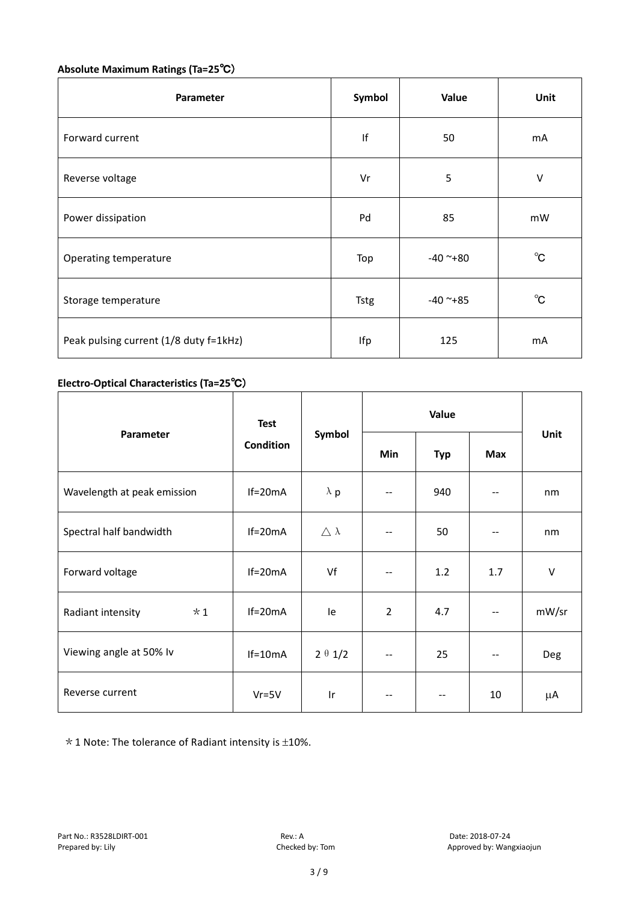**Absolute Maximum Ratings (Ta=25℃)**

| Parameter | Symbol | Value | Unit |
|---|---|---|---|
| Forward current | If | 50 | mA |
| Reverse voltage | Vr | 5 | V |
| Power dissipation | Pd | 85 | mW |
| Operating temperature | Top | -40 ~+80 | ℃ |
| Storage temperature | Tstg | -40 ~+85 | ℃ |
| Peak pulsing current (1/8 duty f=1kHz) | Ifp | 125 | mA |

**Electro-Optical Characteristics (Ta=25℃)**

| Parameter | Test Condition | Symbol | Value | | | Unit |
|---|---|---|---|---|---|---|
| | | | Min | Typ | Max | |
| Wavelength at peak emission | If=20mA | λ p | -- | 940 | -- | nm |
| Spectral half bandwidth | If=20mA | △ λ | -- | 50 | -- | nm |
| Forward voltage | If=20mA | Vf | -- | 1.2 | 1.7 | V |
| Radiant intensity ＊1 | If=20mA | Ie | 2 | 4.7 | -- | mW/sr |
| Viewing angle at 50% Iv | If=10mA | 2 θ 1/2 | -- | 25 | -- | Deg |
| Reverse current | Vr=5V | Ir | -- | -- | 10 | μA |

＊1 Note: The tolerance of Radiant intensity is ±10%.

Part No.: R3528LDIRT-001　　Rev.: A　　Date: 2018-07-24
Prepared by: Lily　　Checked by: Tom　　Approved by: Wangxiaojun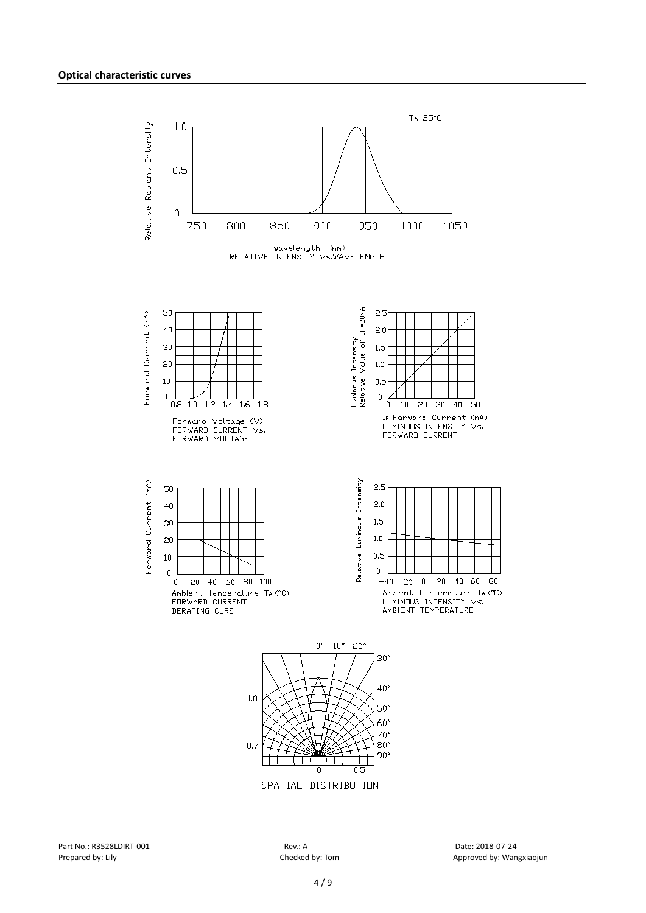**Optical characteristic curves**

TA=25°C

Relative Radiant Intensity

1.0

0.5

0

750 800 850 900 950 1000 1050

wavelength (nm)
RELATIVE INTENSITY Vs.WAVELENGTH

Forward Current (mA)

50 40 30 20 10 0

0.8 1.0 1.2 1.4 1.6 1.8

Forward Voltage (V)
FORWARD CURRENT Vs.
FORWARD VOLTAGE

Luminous Intensity
Relative Value of IF=20mA

2.5 2.0 1.5 1.0 0.5 0

0 10 20 30 40 50

IF-Forward Current (mA)
LUMINOUS INTENSITY Vs.
FORWARD CURRENT

Forward Current (mA)

50 40 30 20 10 0

0 20 40 60 80 100

Ambient Temperature TA(°C)
FORWARD CURRENT
DERATING CURE

Relative Luminous Intensity

2.5 2.0 1.5 1.0 0.5 0

-40 -20 0 20 40 60 80

Ambient Temperature TA(°C)
LUMINOUS INTENSITY Vs.
AMBIENT TEMPERATURE

0° 10° 20° 30° 40° 50° 60° 70° 80° 90°

1.0

0.7

0 0.5

SPATIAL DISTRIBUTION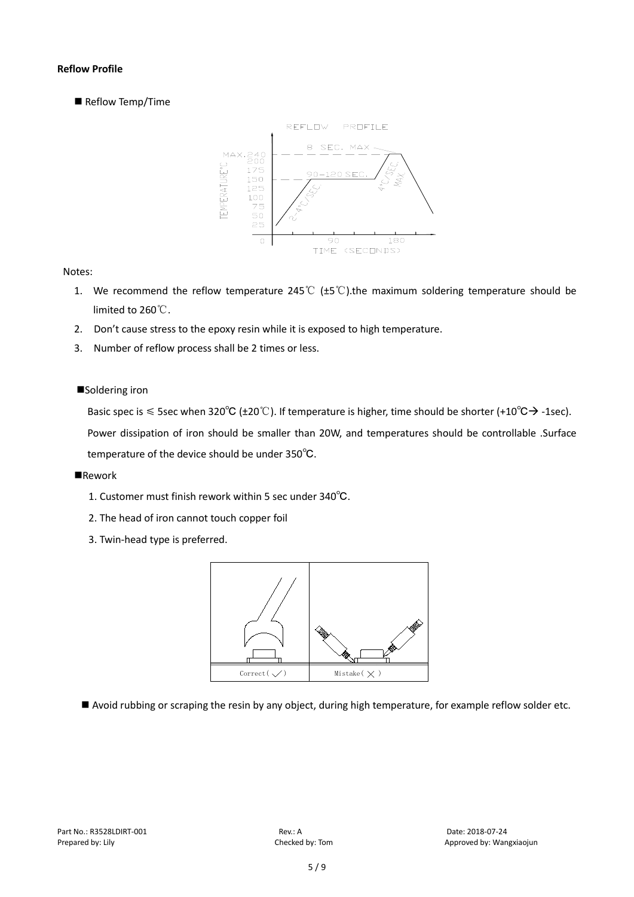**Reflow Profile**

■ Reflow Temp/Time

REFLOW PROFILE

8 SEC. MAX

MAX.240

200

175

150

125

100

75

50

25

0

90-120 SEC.

2-4°C/SEC.

4°C/SEC. MAX

TEMPERATURE°C

90

180

TIME (SECONDS)

Notes:

1. We recommend the reflow temperature 245℃ (±5℃).the maximum soldering temperature should be limited to 260℃.
2. Don't cause stress to the epoxy resin while it is exposed to high temperature.
3. Number of reflow process shall be 2 times or less.

■Soldering iron

Basic spec is ≤ 5sec when 320℃ (±20℃). If temperature is higher, time should be shorter (+10℃→ -1sec). Power dissipation of iron should be smaller than 20W, and temperatures should be controllable .Surface temperature of the device should be under 350℃.

■Rework

1. Customer must finish rework within 5 sec under 340℃.
2. The head of iron cannot touch copper foil
3. Twin-head type is preferred.

Correct( ✓ )

Mistake( × )

■ Avoid rubbing or scraping the resin by any object, during high temperature, for example reflow solder etc.

Part No.: R3528LDIRT-001 Rev.: A Date: 2018-07-24

Prepared by: Lily Checked by: Tom Approved by: Wangxiaojun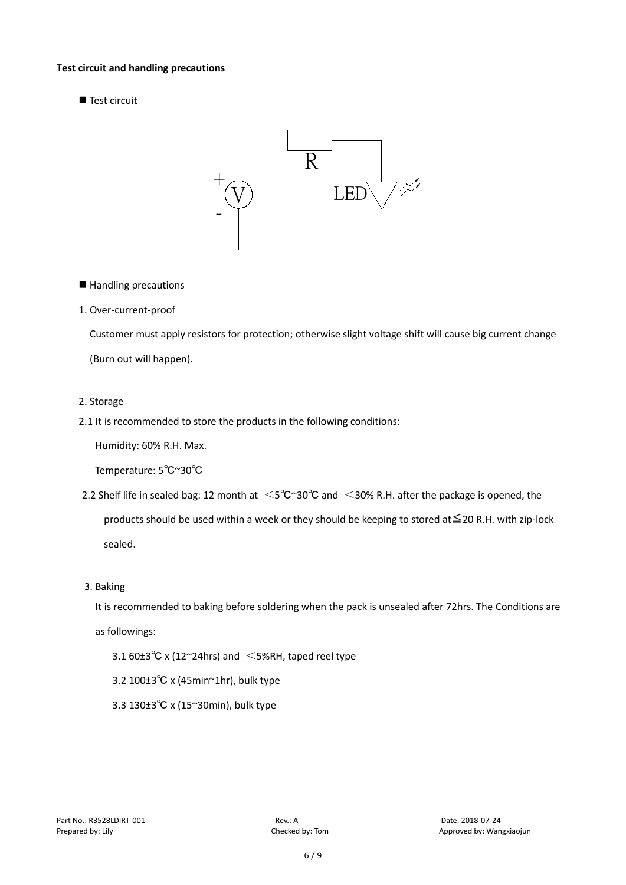**Test circuit and handling precautions**

■ Test circuit

R

$+$

V

-

LED

■ Handling precautions

1. Over-current-proof

Customer must apply resistors for protection; otherwise slight voltage shift will cause big current change (Burn out will happen).

2. Storage

2.1 It is recommended to store the products in the following conditions:

Humidity: 60% R.H. Max.

Temperature: 5℃~30℃

2.2 Shelf life in sealed bag: 12 month at ＜5℃~30℃ and ＜30% R.H. after the package is opened, the products should be used within a week or they should be keeping to stored at≦20 R.H. with zip-lock sealed.

3. Baking

It is recommended to baking before soldering when the pack is unsealed after 72hrs. The Conditions are as followings:

3.1 60±3℃ x (12~24hrs) and ＜5%RH, taped reel type

3.2 100±3℃ x (45min~1hr), bulk type

3.3 130±3℃ x (15~30min), bulk type

Part No.: R3528LDIRT-001 Rev.: A Date: 2018-07-24
Prepared by: Lily Checked by: Tom Approved by: Wangxiaojun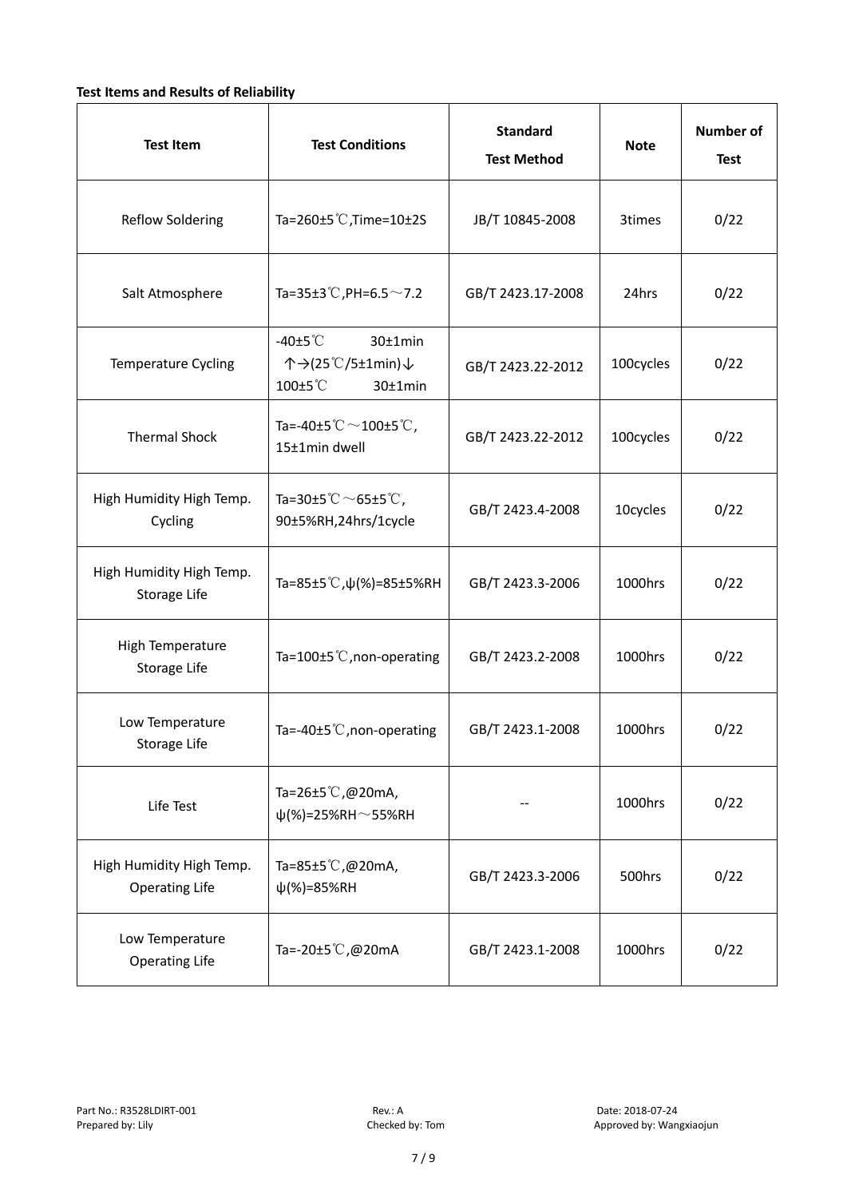**Test Items and Results of Reliability**

| Test Item | Test Conditions | Standard Test Method | Note | Number of Test |
|---|---|---|---|---|
| Reflow Soldering | Ta=260±5℃,Time=10±2S | JB/T 10845-2008 | 3times | 0/22 |
| Salt Atmosphere | Ta=35±3℃,PH=6.5～7.2 | GB/T 2423.17-2008 | 24hrs | 0/22 |
| Temperature Cycling | -40±5℃ 30±1min ↑→(25℃/5±1min)↓ 100±5℃ 30±1min | GB/T 2423.22-2012 | 100cycles | 0/22 |
| Thermal Shock | Ta=-40±5℃～100±5℃, 15±1min dwell | GB/T 2423.22-2012 | 100cycles | 0/22 |
| High Humidity High Temp. Cycling | Ta=30±5℃～65±5℃, 90±5%RH,24hrs/1cycle | GB/T 2423.4-2008 | 10cycles | 0/22 |
| High Humidity High Temp. Storage Life | Ta=85±5℃,ψ(%)=85±5%RH | GB/T 2423.3-2006 | 1000hrs | 0/22 |
| High Temperature Storage Life | Ta=100±5℃,non-operating | GB/T 2423.2-2008 | 1000hrs | 0/22 |
| Low Temperature Storage Life | Ta=-40±5℃,non-operating | GB/T 2423.1-2008 | 1000hrs | 0/22 |
| Life Test | Ta=26±5℃,@20mA, ψ(%)=25%RH～55%RH | -- | 1000hrs | 0/22 |
| High Humidity High Temp. Operating Life | Ta=85±5℃,@20mA, ψ(%)=85%RH | GB/T 2423.3-2006 | 500hrs | 0/22 |
| Low Temperature Operating Life | Ta=-20±5℃,@20mA | GB/T 2423.1-2008 | 1000hrs | 0/22 |

Part No.: R3528LDIRT-001 Rev.: A Date: 2018-07-24
Prepared by: Lily Checked by: Tom Approved by: Wangxiaojun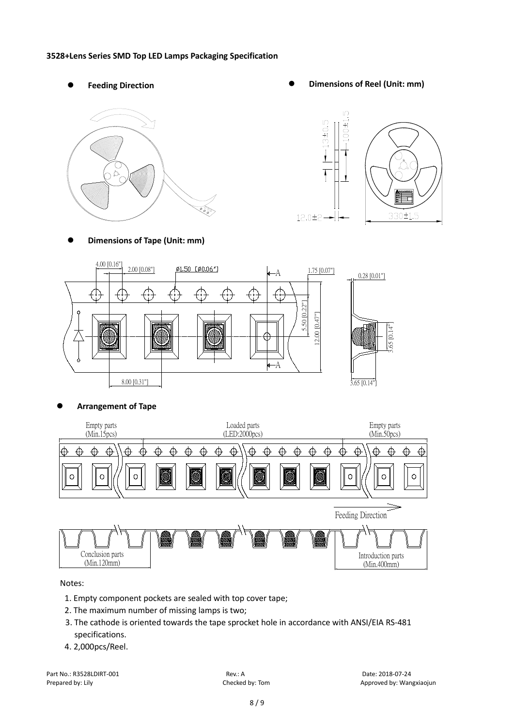**3528+Lens Series SMD Top LED Lamps Packaging Specification**

- **Feeding Direction**

- **Dimensions of Reel (Unit: mm)**

13±0.5
100±1.5
12.0±2
330±1.5

- **Dimensions of Tape (Unit: mm)**

4.00 [0.16"]
2.00 [0.08"]
Ø1.50 [Ø0.06"]
A
1.75 [0.07"]
0.28 [0.01"]
5.50 [0.22"]
12.00 [0.47"]
3.65 [0.14"]
A
8.00 [0.31"]
3.65 [0.14"]

- **Arrangement of Tape**

Empty parts (Min.15pcs)
Loaded parts (LED:2000pcs)
Empty parts (Min.50pcs)
Feeding Direction
Conclusion parts (Min.120mm)
Introduction parts (Min.400mm)

Notes:

1. Empty component pockets are sealed with top cover tape;
2. The maximum number of missing lamps is two;
3. The cathode is oriented towards the tape sprocket hole in accordance with ANSI/EIA RS-481 specifications.
4. 2,000pcs/Reel.

Part No.: R3528LDIRT-001 | Rev.: A | Date: 2018-07-24
Prepared by: Lily | Checked by: Tom | Approved by: Wangxiaojun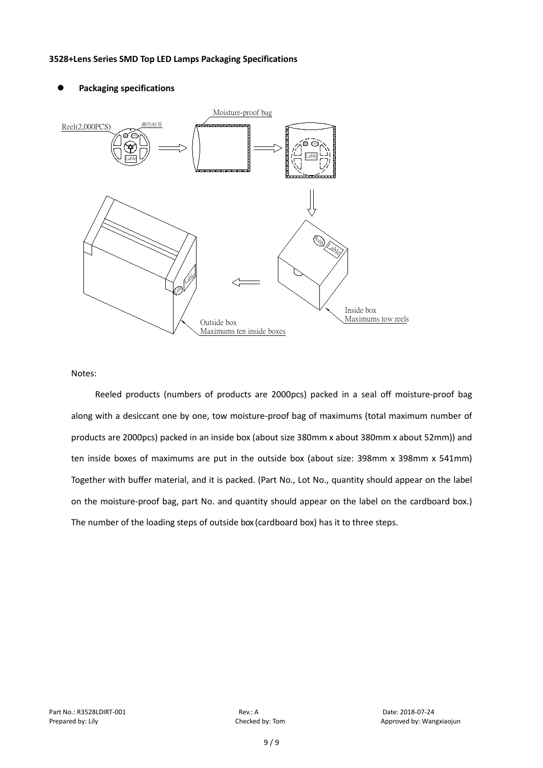**3528+Lens Series SMD Top LED Lamps Packaging Specifications**

- **Packaging specifications**

Reel(2,000PCS)

顏色标签

Lable

Moisture-proof bag

Lable

RoHS

Lable

Inside box
Maximums tow reels

RoHS

Lable

Outside box
Maximums ten inside boxes

Notes:

Reeled products (numbers of products are 2000pcs) packed in a seal off moisture-proof bag along with a desiccant one by one, tow moisture-proof bag of maximums (total maximum number of products are 2000pcs) packed in an inside box (about size 380mm x about 380mm x about 52mm)) and ten inside boxes of maximums are put in the outside box (about size: 398mm x 398mm x 541mm) Together with buffer material, and it is packed. (Part No., Lot No., quantity should appear on the label on the moisture-proof bag, part No. and quantity should appear on the label on the cardboard box.) The number of the loading steps of outside box (cardboard box) has it to three steps.

Part No.: R3528LDIRT-001 Rev.: A Date: 2018-07-24
Prepared by: Lily Checked by: Tom Approved by: Wangxiaojun